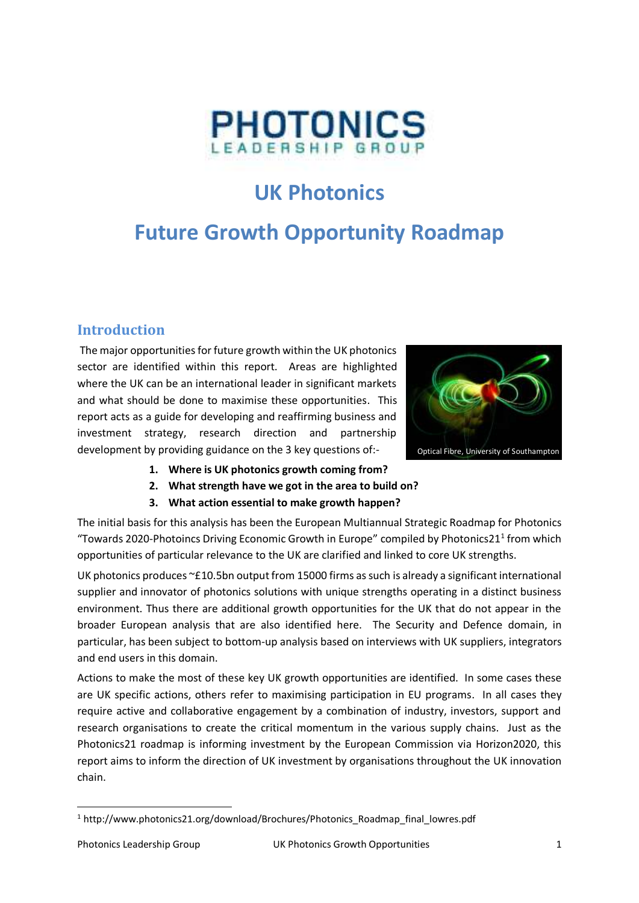PHOTONICS
LEADERSHIP GROUP

# UK Photonics

# Future Growth Opportunity Roadmap

## Introduction

The major opportunities for future growth within the UK photonics sector are identified within this report. Areas are highlighted where the UK can be an international leader in significant markets and what should be done to maximise these opportunities. This report acts as a guide for developing and reaffirming business and investment strategy, research direction and partnership development by providing guidance on the 3 key questions of:-

Optical Fibre, University of Southampton

1. **Where is UK photonics growth coming from?**
2. **What strength have we got in the area to build on?**
3. **What action essential to make growth happen?**

The initial basis for this analysis has been the European Multiannual Strategic Roadmap for Photonics "Towards 2020-Photoincs Driving Economic Growth in Europe" compiled by Photonics21[1] from which opportunities of particular relevance to the UK are clarified and linked to core UK strengths.

UK photonics produces ~£10.5bn output from 15000 firms as such is already a significant international supplier and innovator of photonics solutions with unique strengths operating in a distinct business environment. Thus there are additional growth opportunities for the UK that do not appear in the broader European analysis that are also identified here. The Security and Defence domain, in particular, has been subject to bottom-up analysis based on interviews with UK suppliers, integrators and end users in this domain.

Actions to make the most of these key UK growth opportunities are identified. In some cases these are UK specific actions, others refer to maximising participation in EU programs. In all cases they require active and collaborative engagement by a combination of industry, investors, support and research organisations to create the critical momentum in the various supply chains. Just as the Photonics21 roadmap is informing investment by the European Commission via Horizon2020, this report aims to inform the direction of UK investment by organisations throughout the UK innovation chain.

[1] http://www.photonics21.org/download/Brochures/Photonics_Roadmap_final_lowres.pdf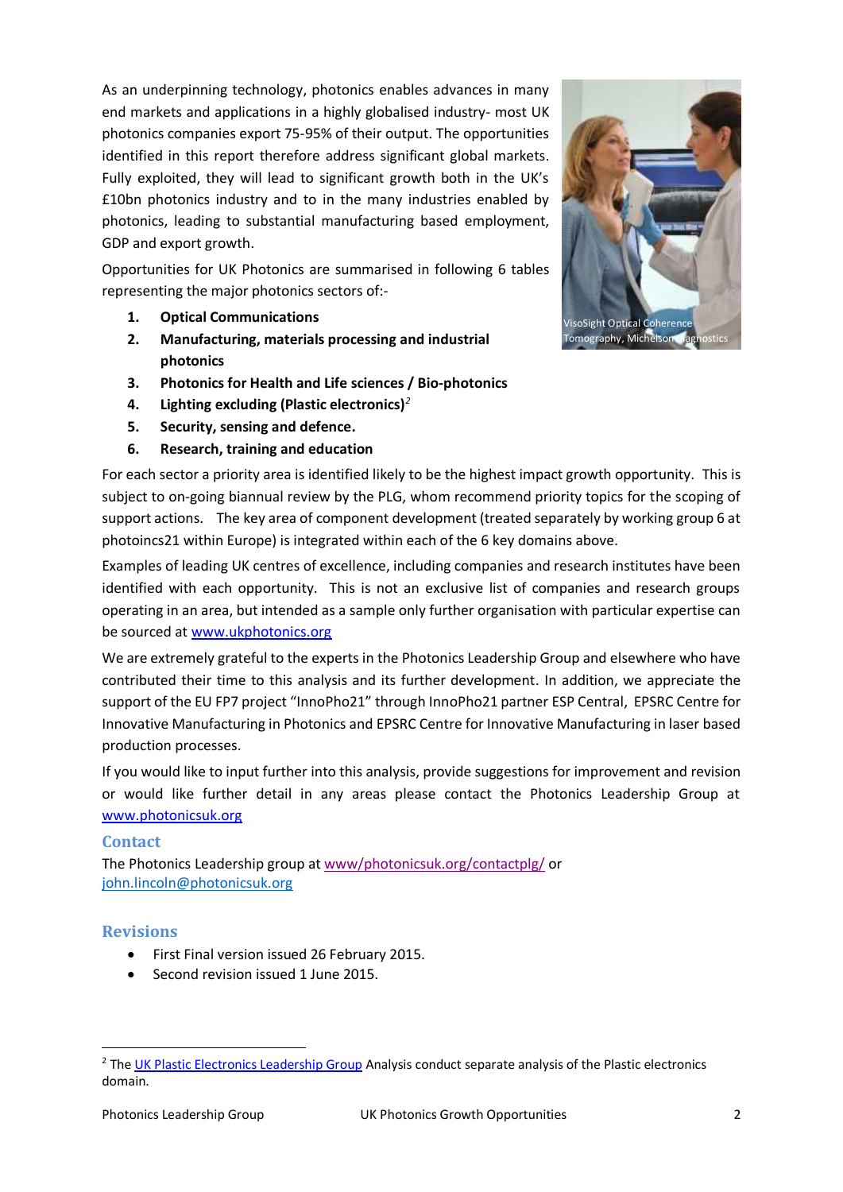As an underpinning technology, photonics enables advances in many end markets and applications in a highly globalised industry- most UK photonics companies export 75-95% of their output. The opportunities identified in this report therefore address significant global markets. Fully exploited, they will lead to significant growth both in the UK's £10bn photonics industry and to in the many industries enabled by photonics, leading to substantial manufacturing based employment, GDP and export growth.

Opportunities for UK Photonics are summarised in following 6 tables representing the major photonics sectors of:-

VisoSight Optical Coherence Tomography, Michelson Diagnostics

1. **Optical Communications**
2. **Manufacturing, materials processing and industrial photonics**
3. **Photonics for Health and Life sciences / Bio-photonics**
4. **Lighting excluding (Plastic electronics)**[2]
5. **Security, sensing and defence.**
6. **Research, training and education**

For each sector a priority area is identified likely to be the highest impact growth opportunity. This is subject to on-going biannual review by the PLG, whom recommend priority topics for the scoping of support actions. The key area of component development (treated separately by working group 6 at photoincs21 within Europe) is integrated within each of the 6 key domains above.

Examples of leading UK centres of excellence, including companies and research institutes have been identified with each opportunity. This is not an exclusive list of companies and research groups operating in an area, but intended as a sample only further organisation with particular expertise can be sourced at www.ukphotonics.org

We are extremely grateful to the experts in the Photonics Leadership Group and elsewhere who have contributed their time to this analysis and its further development. In addition, we appreciate the support of the EU FP7 project "InnoPho21" through InnoPho21 partner ESP Central, EPSRC Centre for Innovative Manufacturing in Photonics and EPSRC Centre for Innovative Manufacturing in laser based production processes.

If you would like to input further into this analysis, provide suggestions for improvement and revision or would like further detail in any areas please contact the Photonics Leadership Group at www.photonicsuk.org

## Contact

The Photonics Leadership group at www/photonicsuk.org/contactplg/ or john.lincoln@photonicsuk.org

## Revisions

- First Final version issued 26 February 2015.
- Second revision issued 1 June 2015.

[2] The UK Plastic Electronics Leadership Group Analysis conduct separate analysis of the Plastic electronics domain.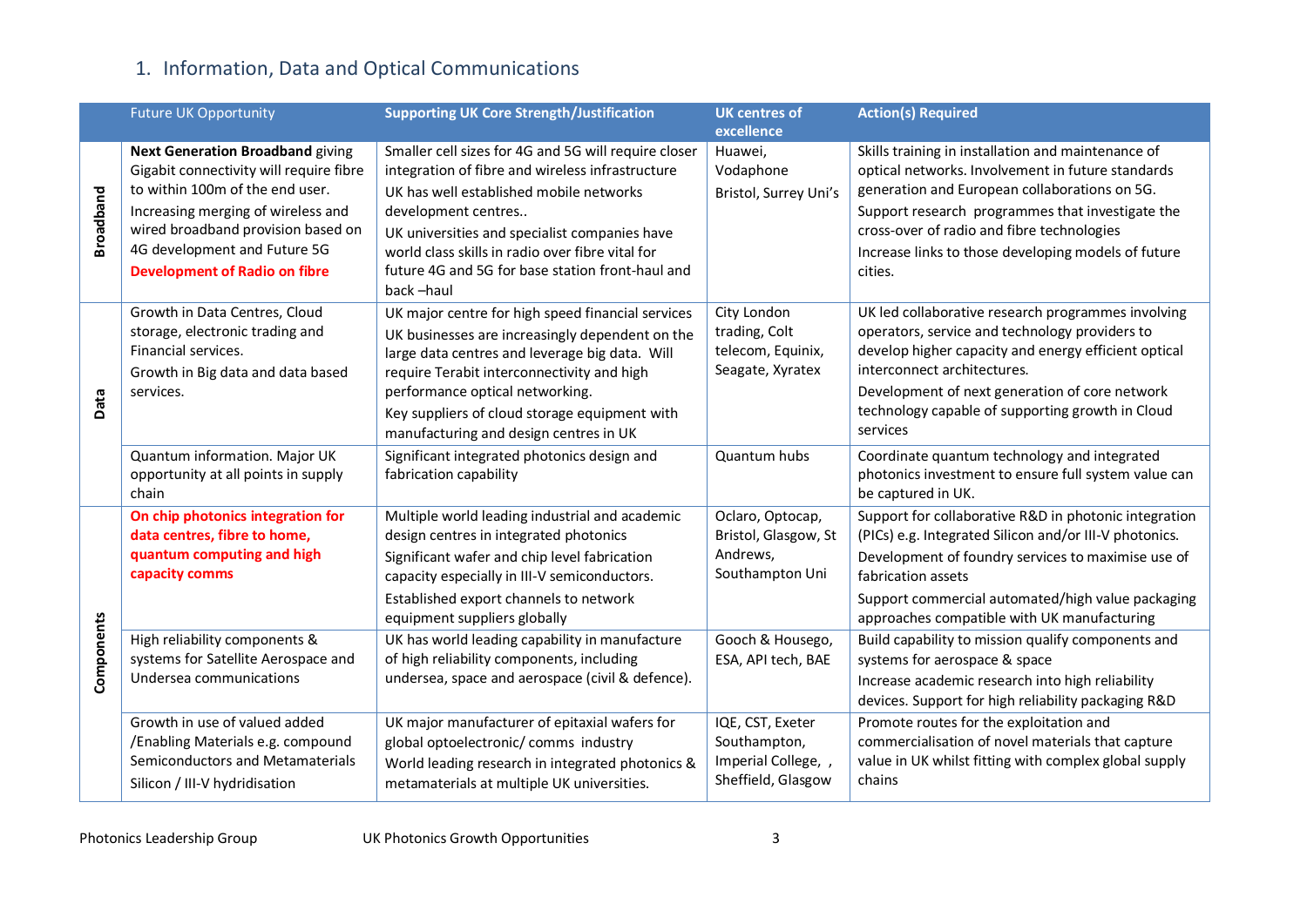## 1. Information, Data and Optical Communications

| | Future UK Opportunity | Supporting UK Core Strength/Justification | UK centres of excellence | Action(s) Required |
|---|---|---|---|---|
| **Broadband** | **Next Generation Broadband** giving Gigabit connectivity will require fibre to within 100m of the end user.<br>Increasing merging of wireless and wired broadband provision based on 4G development and Future 5G<br>**Development of Radio on fibre** | Smaller cell sizes for 4G and 5G will require closer integration of fibre and wireless infrastructure<br>UK has well established mobile networks development centres..<br>UK universities and specialist companies have world class skills in radio over fibre vital for future 4G and 5G for base station front-haul and back –haul | Huawei, Vodaphone<br>Bristol, Surrey Uni's | Skills training in installation and maintenance of optical networks. Involvement in future standards generation and European collaborations on 5G.<br>Support research programmes that investigate the cross-over of radio and fibre technologies<br>Increase links to those developing models of future cities. |
| **Data** | Growth in Data Centres, Cloud storage, electronic trading and Financial services.<br>Growth in Big data and data based services. | UK major centre for high speed financial services<br>UK businesses are increasingly dependent on the large data centres and leverage big data. Will require Terabit interconnectivity and high performance optical networking.<br>Key suppliers of cloud storage equipment with manufacturing and design centres in UK | City London trading, Colt telecom, Equinix, Seagate, Xyratex | UK led collaborative research programmes involving operators, service and technology providers to develop higher capacity and energy efficient optical interconnect architectures.<br>Development of next generation of core network technology capable of supporting growth in Cloud services |
| | Quantum information. Major UK opportunity at all points in supply chain | Significant integrated photonics design and fabrication capability | Quantum hubs | Coordinate quantum technology and integrated photonics investment to ensure full system value can be captured in UK. |
| **Components** | **On chip photonics integration for data centres, fibre to home, quantum computing and high capacity comms** | Multiple world leading industrial and academic design centres in integrated photonics<br>Significant wafer and chip level fabrication capacity especially in III-V semiconductors.<br>Established export channels to network equipment suppliers globally | Oclaro, Optocap, Bristol, Glasgow, St Andrews, Southampton Uni | Support for collaborative R&D in photonic integration (PICs) e.g. Integrated Silicon and/or III-V photonics.<br>Development of foundry services to maximise use of fabrication assets<br>Support commercial automated/high value packaging approaches compatible with UK manufacturing |
| | High reliability components & systems for Satellite Aerospace and Undersea communications | UK has world leading capability in manufacture of high reliability components, including undersea, space and aerospace (civil & defence). | Gooch & Housego, ESA, API tech, BAE | Build capability to mission qualify components and systems for aerospace & space<br>Increase academic research into high reliability devices. Support for high reliability packaging R&D |
| | Growth in use of valued added /Enabling Materials e.g. compound Semiconductors and Metamaterials<br>Silicon / III-V hydridisation | UK major manufacturer of epitaxial wafers for global optoelectronic/ comms industry<br>World leading research in integrated photonics & metamaterials at multiple UK universities. | IQE, CST, Exeter Southampton, Imperial College, , Sheffield, Glasgow | Promote routes for the exploitation and commercialisation of novel materials that capture value in UK whilst fitting with complex global supply chains |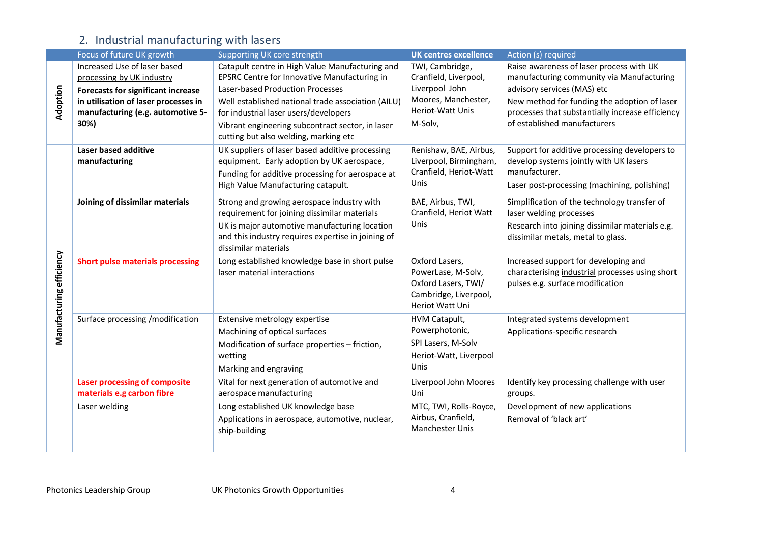## 2. Industrial manufacturing with lasers

| | Focus of future UK growth | Supporting UK core strength | UK centres excellence | Action (s) required |
|---|---|---|---|---|
| **Adoption** | Increased Use of laser based processing by UK industry<br>**Forecasts for significant increase in utilisation of laser processes in manufacturing (e.g. automotive 5-30%)** | Catapult centre in High Value Manufacturing and EPSRC Centre for Innovative Manufacturing in Laser-based Production Processes<br>Well established national trade association (AILU) for industrial laser users/developers<br>Vibrant engineering subcontract sector, in laser cutting but also welding, marking etc | TWI, Cambridge, Cranfield, Liverpool, Liverpool John Moores, Manchester, Heriot-Watt Unis<br>M-Solv, | Raise awareness of laser process with UK manufacturing community via Manufacturing advisory services (MAS) etc<br>New method for funding the adoption of laser processes that substantially increase efficiency of established manufacturers |
| **Manufacturing efficiency** | **Laser based additive manufacturing** | UK suppliers of laser based additive processing equipment. Early adoption by UK aerospace,<br>Funding for additive processing for aerospace at High Value Manufacturing catapult. | Renishaw, BAE, Airbus, Liverpool, Birmingham, Cranfield, Heriot-Watt Unis | Support for additive processing developers to develop systems jointly with UK lasers manufacturer.<br>Laser post-processing (machining, polishing) |
| | **Joining of dissimilar materials** | Strong and growing aerospace industry with requirement for joining dissimilar materials<br>UK is major automotive manufacturing location and this industry requires expertise in joining of dissimilar materials | BAE, Airbus, TWI, Cranfield, Heriot Watt Unis | Simplification of the technology transfer of laser welding processes<br>Research into joining dissimilar materials e.g. dissimilar metals, metal to glass. |
| | **Short pulse materials processing** | Long established knowledge base in short pulse laser material interactions | Oxford Lasers, PowerLase, M-Solv, Oxford Lasers, TWI/ Cambridge, Liverpool, Heriot Watt Uni | Increased support for developing and characterising industrial processes using short pulses e.g. surface modification |
| | Surface processing /modification | Extensive metrology expertise<br>Machining of optical surfaces<br>Modification of surface properties – friction, wetting<br>Marking and engraving | HVM Catapult, Powerphotonic,<br>SPI Lasers, M-Solv<br>Heriot-Watt, Liverpool Unis | Integrated systems development<br>Applications-specific research |
| | **Laser processing of composite materials e.g carbon fibre** | Vital for next generation of automotive and aerospace manufacturing | Liverpool John Moores Uni | Identify key processing challenge with user groups. |
| | Laser welding | Long established UK knowledge base<br>Applications in aerospace, automotive, nuclear, ship-building | MTC, TWI, Rolls-Royce, Airbus, Cranfield, Manchester Unis | Development of new applications<br>Removal of 'black art' |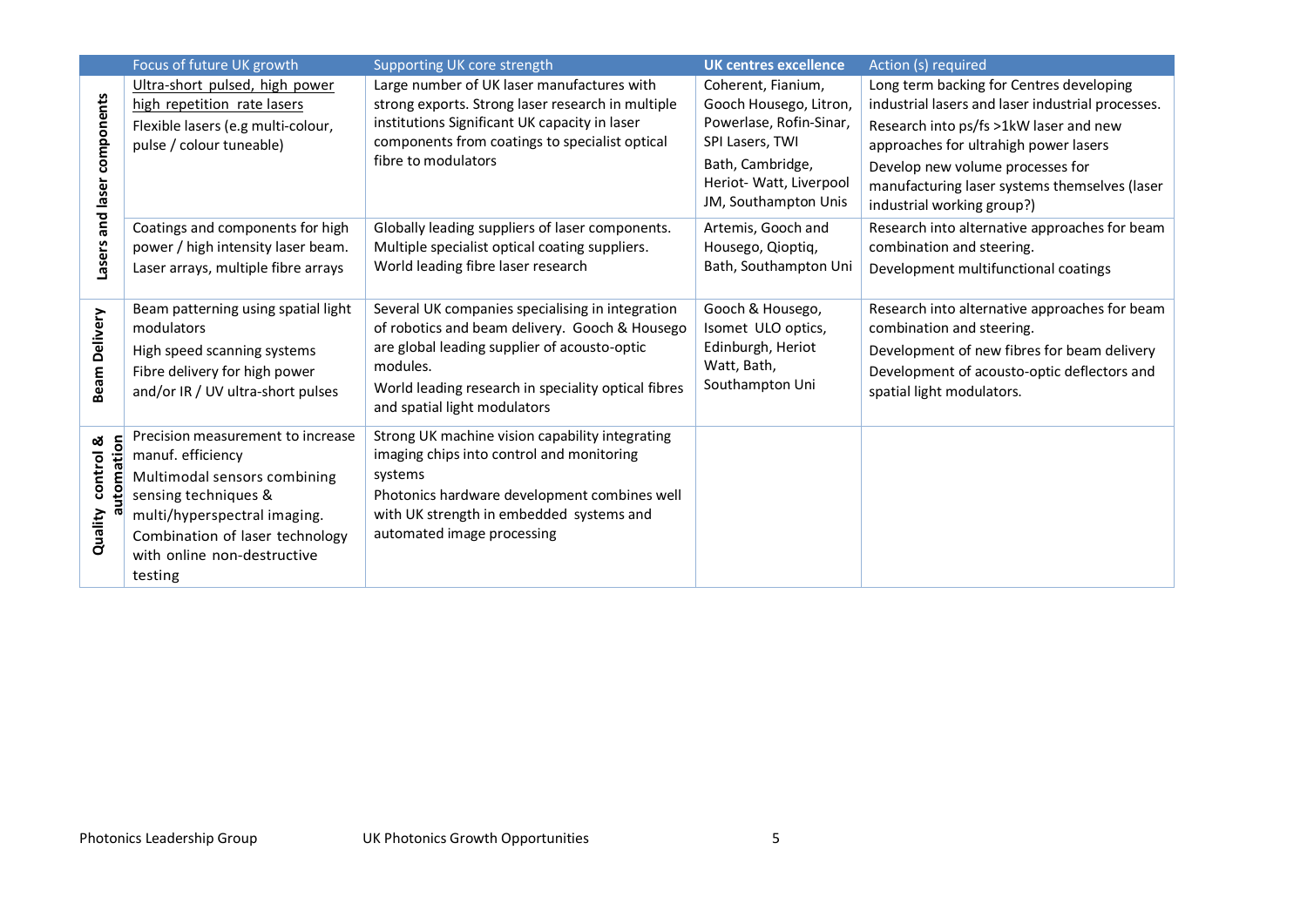| | Focus of future UK growth | Supporting UK core strength | UK centres excellence | Action (s) required |
|---|---|---|---|---|
| **Lasers and laser components** | Ultra-short pulsed, high power high repetition rate lasers<br>Flexible lasers (e.g multi-colour, pulse / colour tuneable) | Large number of UK laser manufactures with strong exports. Strong laser research in multiple institutions Significant UK capacity in laser components from coatings to specialist optical fibre to modulators | Coherent, Fianium, Gooch Housego, Litron, Powerlase, Rofin-Sinar, SPI Lasers, TWI<br>Bath, Cambridge, Heriot- Watt, Liverpool JM, Southampton Unis | Long term backing for Centres developing industrial lasers and laser industrial processes.<br>Research into ps/fs >1kW laser and new approaches for ultrahigh power lasers<br>Develop new volume processes for manufacturing laser systems themselves (laser industrial working group?) |
| | Coatings and components for high power / high intensity laser beam.<br>Laser arrays, multiple fibre arrays | Globally leading suppliers of laser components. Multiple specialist optical coating suppliers. World leading fibre laser research | Artemis, Gooch and Housego, Qioptiq, Bath, Southampton Uni | Research into alternative approaches for beam combination and steering.<br>Development multifunctional coatings |
| **Beam Delivery** | Beam patterning using spatial light modulators<br>High speed scanning systems<br>Fibre delivery for high power and/or IR / UV ultra-short pulses | Several UK companies specialising in integration of robotics and beam delivery. Gooch & Housego are global leading supplier of acousto-optic modules.<br>World leading research in speciality optical fibres and spatial light modulators | Gooch & Housego, Isomet ULO optics, Edinburgh, Heriot Watt, Bath, Southampton Uni | Research into alternative approaches for beam combination and steering.<br>Development of new fibres for beam delivery<br>Development of acousto-optic deflectors and spatial light modulators. |
| **Quality control & automation** | Precision measurement to increase manuf. efficiency<br>Multimodal sensors combining sensing techniques & multi/hyperspectral imaging.<br>Combination of laser technology with online non-destructive testing | Strong UK machine vision capability integrating imaging chips into control and monitoring systems<br>Photonics hardware development combines well with UK strength in embedded systems and automated image processing | | |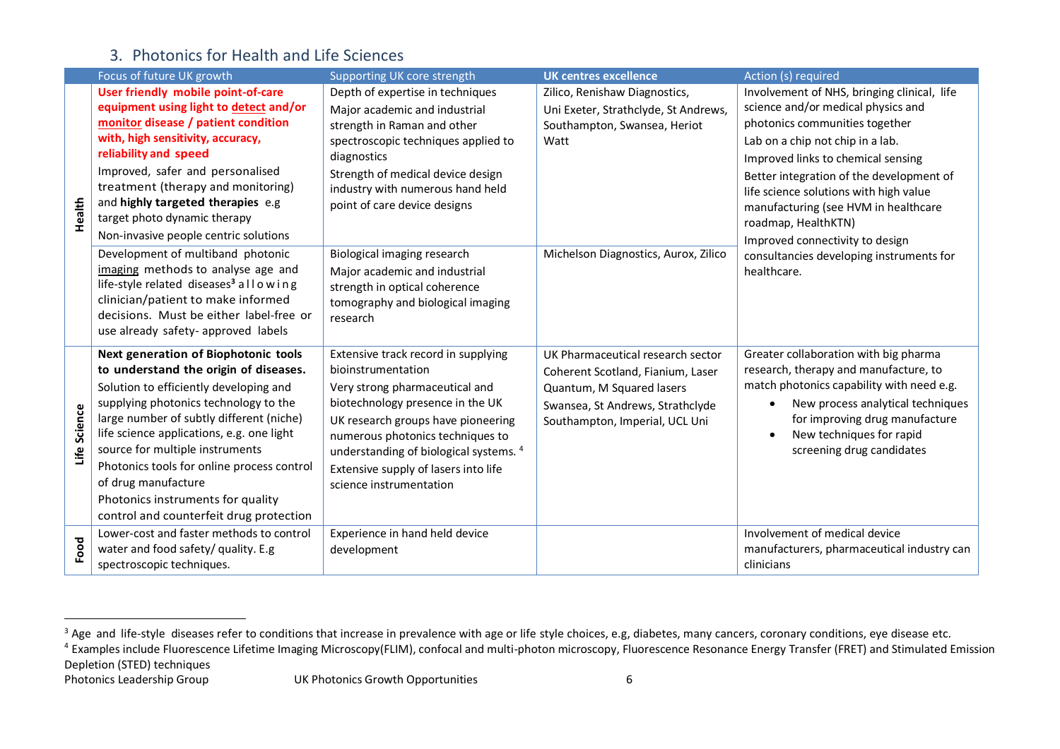## 3. Photonics for Health and Life Sciences

| | Focus of future UK growth | Supporting UK core strength | **UK centres excellence** | Action (s) required |
|---|---|---|---|---|
| **Health** | **User friendly mobile point-of-care equipment using light to detect and/or monitor disease / patient condition with, high sensitivity, accuracy, reliability and speed**<br>Improved, safer and personalised treatment (therapy and monitoring) and **highly targeted therapies** e.g target photo dynamic therapy<br>Non-invasive people centric solutions | Depth of expertise in techniques<br>Major academic and industrial strength in Raman and other spectroscopic techniques applied to diagnostics<br>Strength of medical device design industry with numerous hand held point of care device designs | Zilico, Renishaw Diagnostics, Uni Exeter, Strathclyde, St Andrews, Southampton, Swansea, Heriot Watt | Involvement of NHS, bringing clinical, life science and/or medical physics and photonics communities together<br>Lab on a chip not chip in a lab.<br>Improved links to chemical sensing<br>Better integration of the development of life science solutions with high value manufacturing (see HVM in healthcare roadmap, HealthKTN)<br>Improved connectivity to design consultancies developing instruments for healthcare. |
| | Development of multiband photonic imaging methods to analyse age and life-style related diseases[3] allowing clinician/patient to make informed decisions. Must be either label-free or use already safety- approved labels | Biological imaging research<br>Major academic and industrial strength in optical coherence tomography and biological imaging research | Michelson Diagnostics, Aurox, Zilico | |
| **Life Science** | **Next generation of Biophotonic tools to understand the origin of diseases.**<br>Solution to efficiently developing and supplying photonics technology to the large number of subtly different (niche) life science applications, e.g. one light source for multiple instruments<br>Photonics tools for online process control of drug manufacture<br>Photonics instruments for quality control and counterfeit drug protection | Extensive track record in supplying bioinstrumentation<br>Very strong pharmaceutical and biotechnology presence in the UK<br>UK research groups have pioneering numerous photonics techniques to understanding of biological systems. [4]<br>Extensive supply of lasers into life science instrumentation | UK Pharmaceutical research sector<br>Coherent Scotland, Fianium, Laser Quantum, M Squared lasers<br>Swansea, St Andrews, Strathclyde<br>Southampton, Imperial, UCL Uni | Greater collaboration with big pharma research, therapy and manufacture, to match photonics capability with need e.g.<br>• New process analytical techniques for improving drug manufacture<br>• New techniques for rapid screening drug candidates |
| **Food** | Lower-cost and faster methods to control water and food safety/ quality. E.g spectroscopic techniques. | Experience in hand held device development | | Involvement of medical device manufacturers, pharmaceutical industry can clinicians |

[3] Age and life-style diseases refer to conditions that increase in prevalence with age or life style choices, e.g, diabetes, many cancers, coronary conditions, eye disease etc.

[4] Examples include Fluorescence Lifetime Imaging Microscopy(FLIM), confocal and multi-photon microscopy, Fluorescence Resonance Energy Transfer (FRET) and Stimulated Emission Depletion (STED) techniques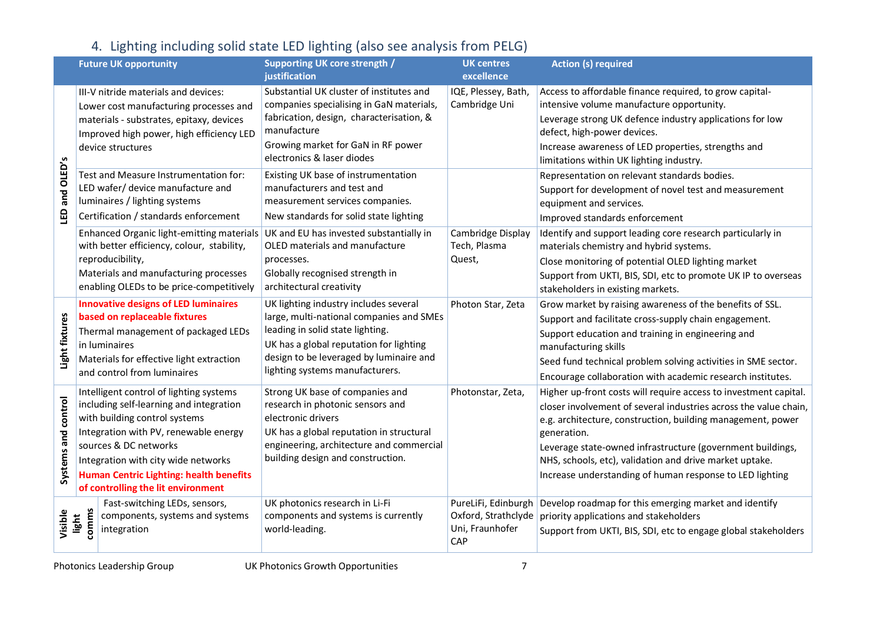## 4. Lighting including solid state LED lighting (also see analysis from PELG)

| | Future UK opportunity | Supporting UK core strength / justification | UK centres excellence | Action (s) required |
|---|---|---|---|---|
| LED and OLED's | III-V nitride materials and devices:<br>Lower cost manufacturing processes and materials - substrates, epitaxy, devices<br>Improved high power, high efficiency LED device structures | Substantial UK cluster of institutes and companies specialising in GaN materials, fabrication, design, characterisation, & manufacture<br>Growing market for GaN in RF power electronics & laser diodes | IQE, Plessey, Bath, Cambridge Uni | Access to affordable finance required, to grow capital-intensive volume manufacture opportunity.<br>Leverage strong UK defence industry applications for low defect, high-power devices.<br>Increase awareness of LED properties, strengths and limitations within UK lighting industry. |
| | Test and Measure Instrumentation for:<br>LED wafer/ device manufacture and luminaires / lighting systems<br>Certification / standards enforcement | Existing UK base of instrumentation manufacturers and test and measurement services companies.<br>New standards for solid state lighting | | Representation on relevant standards bodies.<br>Support for development of novel test and measurement equipment and services.<br>Improved standards enforcement |
| | Enhanced Organic light-emitting materials with better efficiency, colour, stability, reproducibility,<br>Materials and manufacturing processes enabling OLEDs to be price-competitively | UK and EU has invested substantially in OLED materials and manufacture processes.<br>Globally recognised strength in architectural creativity | Cambridge Display Tech, Plasma Quest, | Identify and support leading core research particularly in materials chemistry and hybrid systems.<br>Close monitoring of potential OLED lighting market<br>Support from UKTI, BIS, SDI, etc to promote UK IP to overseas stakeholders in existing markets. |
| Light fixtures | **Innovative designs of LED luminaires based on replaceable fixtures**<br>Thermal management of packaged LEDs in luminaires<br>Materials for effective light extraction and control from luminaires | UK lighting industry includes several large, multi-national companies and SMEs leading in solid state lighting.<br>UK has a global reputation for lighting design to be leveraged by luminaire and lighting systems manufacturers. | Photon Star, Zeta | Grow market by raising awareness of the benefits of SSL.<br>Support and facilitate cross-supply chain engagement.<br>Support education and training in engineering and manufacturing skills<br>Seed fund technical problem solving activities in SME sector.<br>Encourage collaboration with academic research institutes. |
| Systems and control | Intelligent control of lighting systems including self-learning and integration with building control systems<br>Integration with PV, renewable energy sources & DC networks<br>Integration with city wide networks<br>**Human Centric Lighting: health benefits of controlling the lit environment** | Strong UK base of companies and research in photonic sensors and electronic drivers<br>UK has a global reputation in structural engineering, architecture and commercial building design and construction. | Photonstar, Zeta, | Higher up-front costs will require access to investment capital.<br>closer involvement of several industries across the value chain, e.g. architecture, construction, building management, power generation.<br>Leverage state-owned infrastructure (government buildings, NHS, schools, etc), validation and drive market uptake.<br>Increase understanding of human response to LED lighting |
| Visible light comms | Fast-switching LEDs, sensors, components, systems and systems integration | UK photonics research in Li-Fi components and systems is currently world-leading. | PureLiFi, Edinburgh Oxford, Strathclyde Uni, Fraunhofer CAP | Develop roadmap for this emerging market and identify priority applications and stakeholders<br>Support from UKTI, BIS, SDI, etc to engage global stakeholders |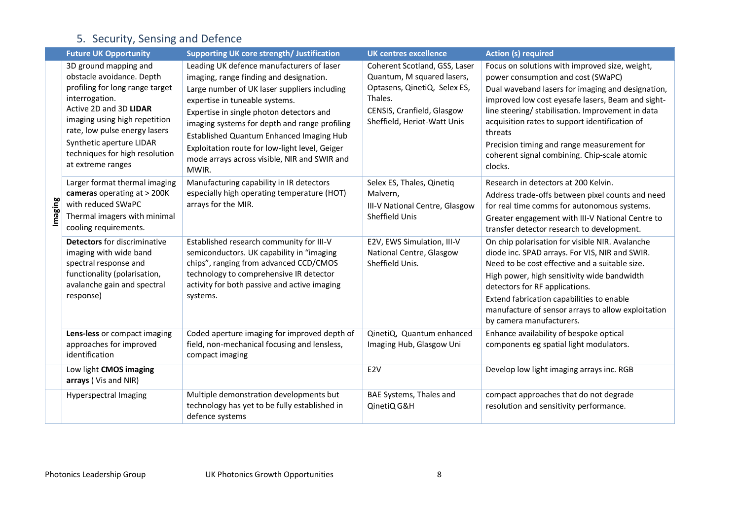## 5. Security, Sensing and Defence

| | Future UK Opportunity | Supporting UK core strength/ Justification | UK centres excellence | Action (s) required |
|---|---|---|---|---|
| Imaging | 3D ground mapping and obstacle avoidance. Depth profiling for long range target interrogation.<br>Active 2D and 3D **LIDAR** imaging using high repetition rate, low pulse energy lasers<br>Synthetic aperture LIDAR techniques for high resolution at extreme ranges | Leading UK defence manufacturers of laser imaging, range finding and designation.<br>Large number of UK laser suppliers including expertise in tuneable systems.<br>Expertise in single photon detectors and imaging systems for depth and range profiling<br>Established Quantum Enhanced Imaging Hub<br>Exploitation route for low-light level, Geiger mode arrays across visible, NIR and SWIR and MWIR. | Coherent Scotland, GSS, Laser Quantum, M squared lasers, Optasens, QinetiQ, Selex ES, Thales.<br>CENSIS, Cranfield, Glasgow Sheffield, Heriot-Watt Unis | Focus on solutions with improved size, weight, power consumption and cost (SWaPC)<br>Dual waveband lasers for imaging and designation, improved low cost eyesafe lasers, Beam and sight-line steering/ stabilisation. Improvement in data acquisition rates to support identification of threats<br>Precision timing and range measurement for coherent signal combining. Chip-scale atomic clocks. |
| | Larger format thermal imaging **cameras** operating at > 200K with reduced SWaPC<br>Thermal imagers with minimal cooling requirements. | Manufacturing capability in IR detectors especially high operating temperature (HOT) arrays for the MIR. | Selex ES, Thales, Qinetiq Malvern,<br>III-V National Centre, Glasgow Sheffield Unis | Research in detectors at 200 Kelvin.<br>Address trade-offs between pixel counts and need for real time comms for autonomous systems.<br>Greater engagement with III-V National Centre to transfer detector research to development. |
| | **Detectors** for discriminative imaging with wide band spectral response and functionality (polarisation, avalanche gain and spectral response) | Established research community for III-V semiconductors. UK capability in "imaging chips", ranging from advanced CCD/CMOS technology to comprehensive IR detector activity for both passive and active imaging systems. | E2V, EWS Simulation, III-V National Centre, Glasgow Sheffield Unis. | On chip polarisation for visible NIR. Avalanche diode inc. SPAD arrays. For VIS, NIR and SWIR. Need to be cost effective and a suitable size.<br>High power, high sensitivity wide bandwidth detectors for RF applications.<br>Extend fabrication capabilities to enable manufacture of sensor arrays to allow exploitation by camera manufacturers. |
| | **Lens-less** or compact imaging approaches for improved identification | Coded aperture imaging for improved depth of field, non-mechanical focusing and lensless, compact imaging | QinetiQ, Quantum enhanced Imaging Hub, Glasgow Uni | Enhance availability of bespoke optical components eg spatial light modulators. |
| | Low light **CMOS imaging arrays** ( Vis and NIR) | | E2V | Develop low light imaging arrays inc. RGB |
| | Hyperspectral Imaging | Multiple demonstration developments but technology has yet to be fully established in defence systems | BAE Systems, Thales and QinetiQ G&H | compact approaches that do not degrade resolution and sensitivity performance. |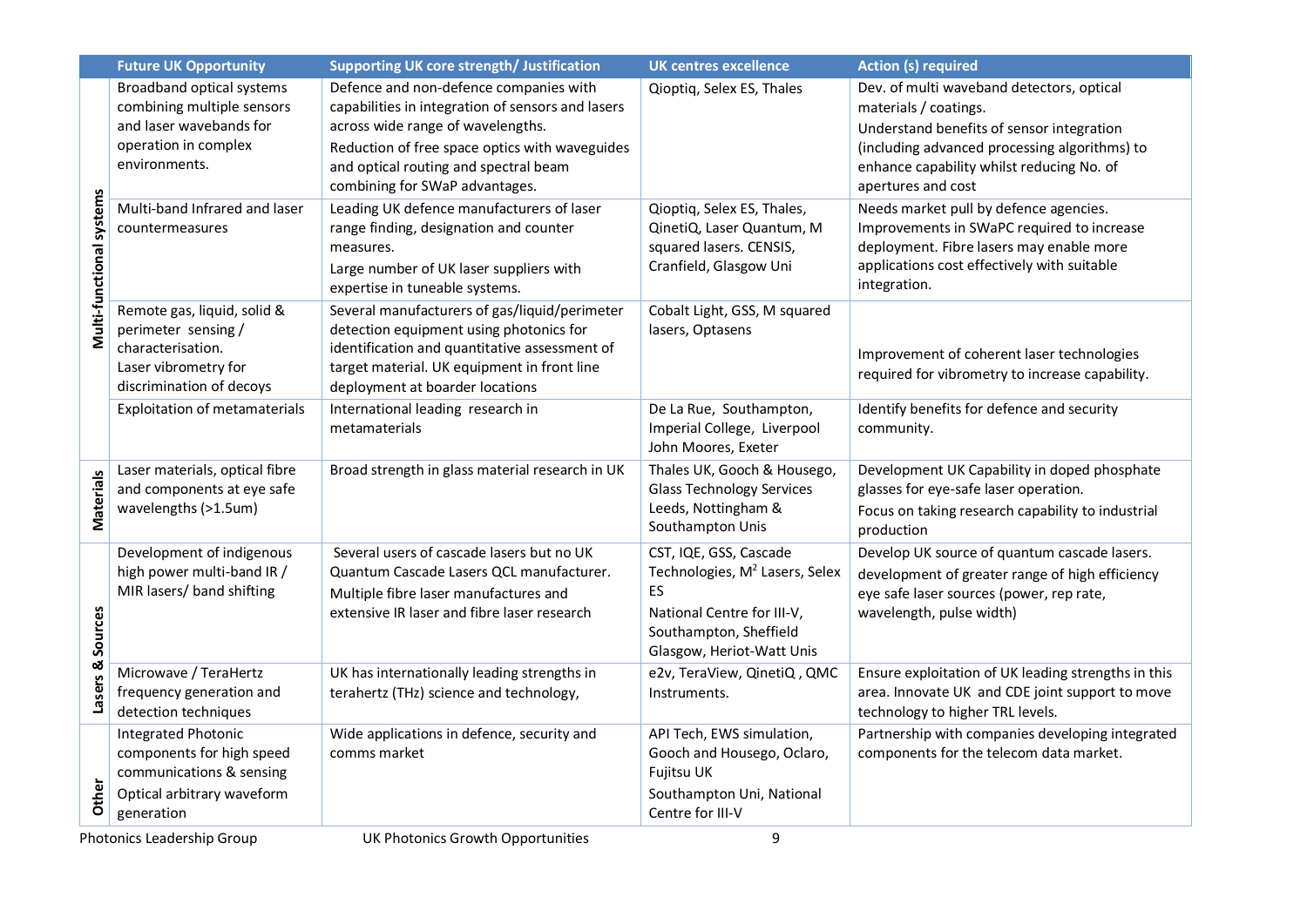| | Future UK Opportunity | Supporting UK core strength/ Justification | UK centres excellence | Action (s) required |
|---|---|---|---|---|
| Multi-functional systems | Broadband optical systems combining multiple sensors and laser wavebands for operation in complex environments. | Defence and non-defence companies with capabilities in integration of sensors and lasers across wide range of wavelengths.<br>Reduction of free space optics with waveguides and optical routing and spectral beam combining for SWaP advantages. | Qioptiq, Selex ES, Thales | Dev. of multi waveband detectors, optical materials / coatings.<br>Understand benefits of sensor integration (including advanced processing algorithms) to enhance capability whilst reducing No. of apertures and cost |
| | Multi-band Infrared and laser countermeasures | Leading UK defence manufacturers of laser range finding, designation and counter measures.<br>Large number of UK laser suppliers with expertise in tuneable systems. | Qioptiq, Selex ES, Thales, QinetiQ, Laser Quantum, M squared lasers. CENSIS, Cranfield, Glasgow Uni | Needs market pull by defence agencies. Improvements in SWaPC required to increase deployment. Fibre lasers may enable more applications cost effectively with suitable integration. |
| | Remote gas, liquid, solid & perimeter sensing / characterisation.<br>Laser vibrometry for discrimination of decoys | Several manufacturers of gas/liquid/perimeter detection equipment using photonics for identification and quantitative assessment of target material. UK equipment in front line deployment at boarder locations | Cobalt Light, GSS, M squared lasers, Optasens | Improvement of coherent laser technologies required for vibrometry to increase capability. |
| | Exploitation of metamaterials | International leading research in metamaterials | De La Rue, Southampton, Imperial College, Liverpool John Moores, Exeter | Identify benefits for defence and security community. |
| Materials | Laser materials, optical fibre and components at eye safe wavelengths (>1.5um) | Broad strength in glass material research in UK | Thales UK, Gooch & Housego, Glass Technology Services<br>Leeds, Nottingham & Southampton Unis | Development UK Capability in doped phosphate glasses for eye-safe laser operation.<br>Focus on taking research capability to industrial production |
| Lasers & Sources | Development of indigenous high power multi-band IR / MIR lasers/ band shifting | Several users of cascade lasers but no UK Quantum Cascade Lasers QCL manufacturer.<br>Multiple fibre laser manufactures and extensive IR laser and fibre laser research | CST, IQE, GSS, Cascade Technologies, M$^2$ Lasers, Selex ES<br>National Centre for III-V, Southampton, Sheffield Glasgow, Heriot-Watt Unis | Develop UK source of quantum cascade lasers.<br>development of greater range of high efficiency eye safe laser sources (power, rep rate, wavelength, pulse width) |
| | Microwave / TeraHertz frequency generation and detection techniques | UK has internationally leading strengths in terahertz (THz) science and technology, | e2v, TeraView, QinetiQ , QMC Instruments. | Ensure exploitation of UK leading strengths in this area. Innovate UK and CDE joint support to move technology to higher TRL levels. |
| Other | Integrated Photonic components for high speed communications & sensing<br>Optical arbitrary waveform generation | Wide applications in defence, security and comms market | API Tech, EWS simulation, Gooch and Housego, Oclaro, Fujitsu UK<br>Southampton Uni, National Centre for III-V | Partnership with companies developing integrated components for the telecom data market. |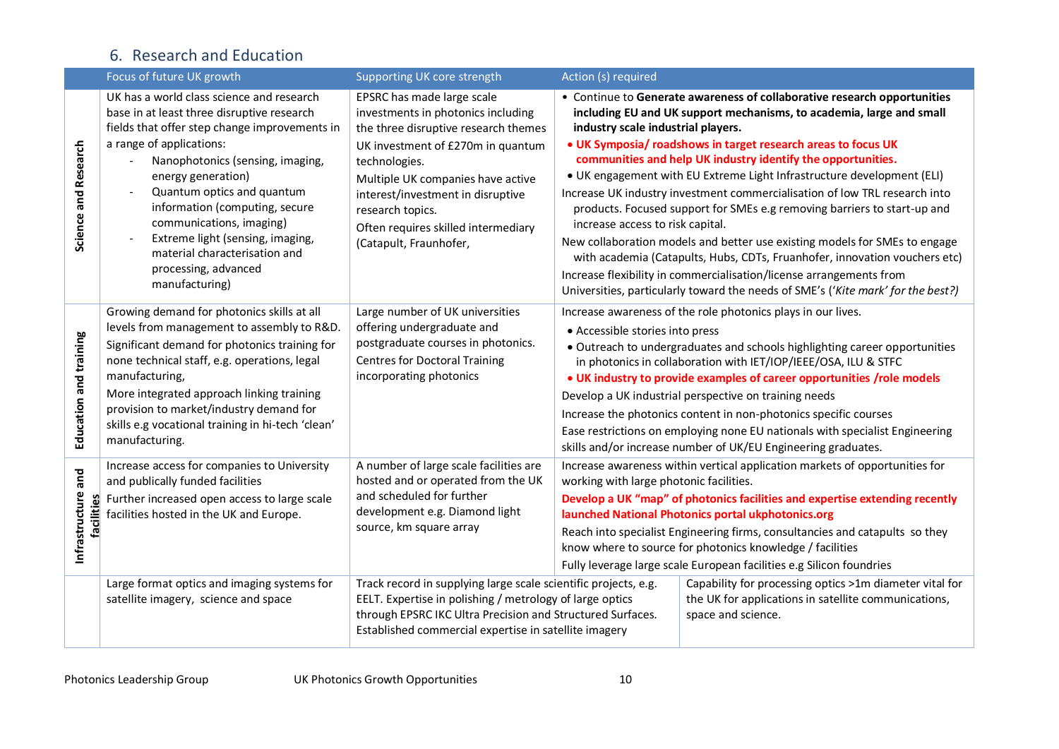## 6. Research and Education

| | Focus of future UK growth | Supporting UK core strength | Action (s) required |
|---|---|---|---|
| **Science and Research** | UK has a world class science and research base in at least three disruptive research fields that offer step change improvements in a range of applications:<br>- Nanophotonics (sensing, imaging, energy generation)<br>- Quantum optics and quantum information (computing, secure communications, imaging)<br>- Extreme light (sensing, imaging, material characterisation and processing, advanced manufacturing) | EPSRC has made large scale investments in photonics including the three disruptive research themes<br>UK investment of £270m in quantum technologies.<br>Multiple UK companies have active interest/investment in disruptive research topics.<br>Often requires skilled intermediary (Catapult, Fraunhofer, | • Continue to **Generate awareness of collaborative research opportunities including EU and UK support mechanisms, to academia, large and small industry scale industrial players.**<br>• **UK Symposia/ roadshows in target research areas to focus UK communities and help UK industry identify the opportunities.**<br>• UK engagement with EU Extreme Light Infrastructure development (ELI)<br>Increase UK industry investment commercialisation of low TRL research into products. Focused support for SMEs e.g removing barriers to start-up and increase access to risk capital.<br>New collaboration models and better use existing models for SMEs to engage with academia (Catapults, Hubs, CDTs, Fruanhofer, innovation vouchers etc)<br>Increase flexibility in commercialisation/license arrangements from Universities, particularly toward the needs of SME's (*'Kite mark' for the best?)* |
| **Education and training** | Growing demand for photonics skills at all levels from management to assembly to R&D.<br>Significant demand for photonics training for none technical staff, e.g. operations, legal manufacturing,<br>More integrated approach linking training provision to market/industry demand for skills e.g vocational training in hi-tech 'clean' manufacturing. | Large number of UK universities offering undergraduate and postgraduate courses in photonics.<br>Centres for Doctoral Training incorporating photonics | Increase awareness of the role photonics plays in our lives.<br>• Accessible stories into press<br>• Outreach to undergraduates and schools highlighting career opportunities in photonics in collaboration with IET/IOP/IEEE/OSA, ILU & STFC<br>• **UK industry to provide examples of career opportunities /role models**<br>Develop a UK industrial perspective on training needs<br>Increase the photonics content in non-photonics specific courses<br>Ease restrictions on employing none EU nationals with specialist Engineering skills and/or increase number of UK/EU Engineering graduates. |
| **Infrastructure and facilities** | Increase access for companies to University and publically funded facilities<br>Further increased open access to large scale facilities hosted in the UK and Europe. | A number of large scale facilities are hosted and or operated from the UK and scheduled for further development e.g. Diamond light source, km square array | Increase awareness within vertical application markets of opportunities for working with large photonic facilities.<br>**Develop a UK "map" of photonics facilities and expertise extending recently launched National Photonics portal ukphotonics.org**<br>Reach into specialist Engineering firms, consultancies and catapults so they know where to source for photonics knowledge / facilities<br>Fully leverage large scale European facilities e.g Silicon foundries |
| | Large format optics and imaging systems for satellite imagery, science and space | Track record in supplying large scale scientific projects, e.g. EELT. Expertise in polishing / metrology of large optics through EPSRC IKC Ultra Precision and Structured Surfaces. Established commercial expertise in satellite imagery | Capability for processing optics >1m diameter vital for the UK for applications in satellite communications, space and science. |